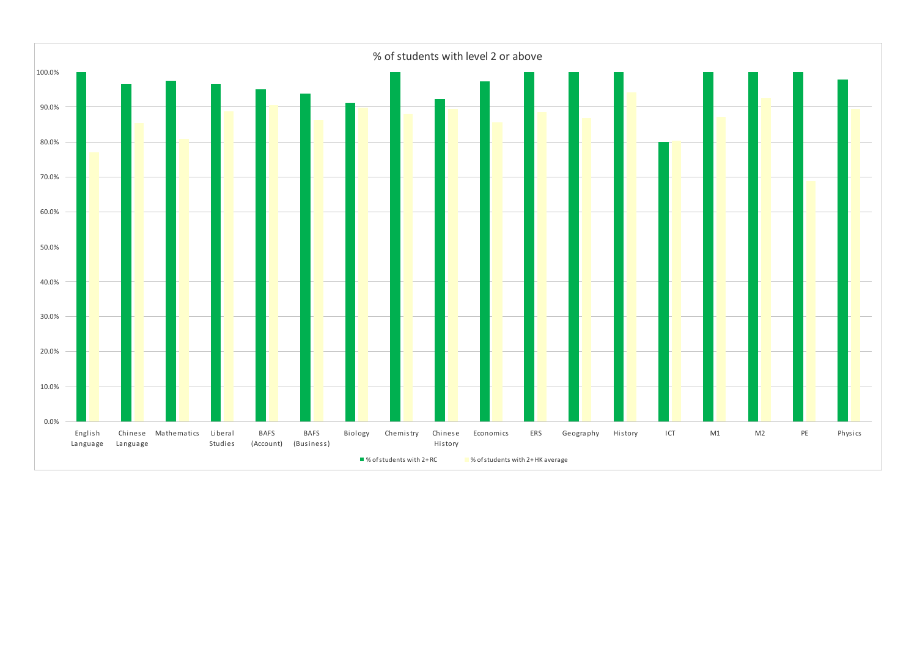## % of students with level 2 or above

100.0%
90.0%
80.0%
70.0%
60.0%
50.0%
40.0%
30.0%
20.0%
10.0%
0.0%

English Language | Chinese Language | Mathematics | Liberal Studies | BAFS (Account) | BAFS (Business) | Biology | Chemistry | Chinese History | Economics | ERS | Geography | History | ICT | M1 | M2 | PE | Physics

■ % of students with 2+ RC ■ % of students with 2+ HK average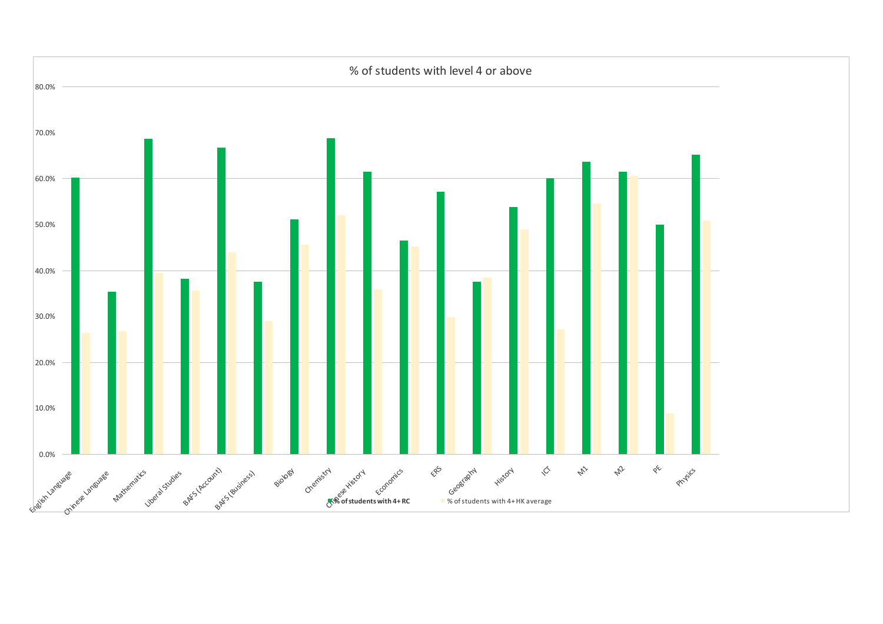## % of students with level 4 or above

80.0%
70.0%
60.0%
50.0%
40.0%
30.0%
20.0%
10.0%
0.0%

English Language, Chinese Language, Mathematics, Liberal Studies, BAFS (Account), BAFS (Business), Biology, Chemistry, Chinese History, Economics, ERS, Geography, History, ICT, M1, M2, PE, Physics

**% of students with 4+ RC** % of students with 4+ HK average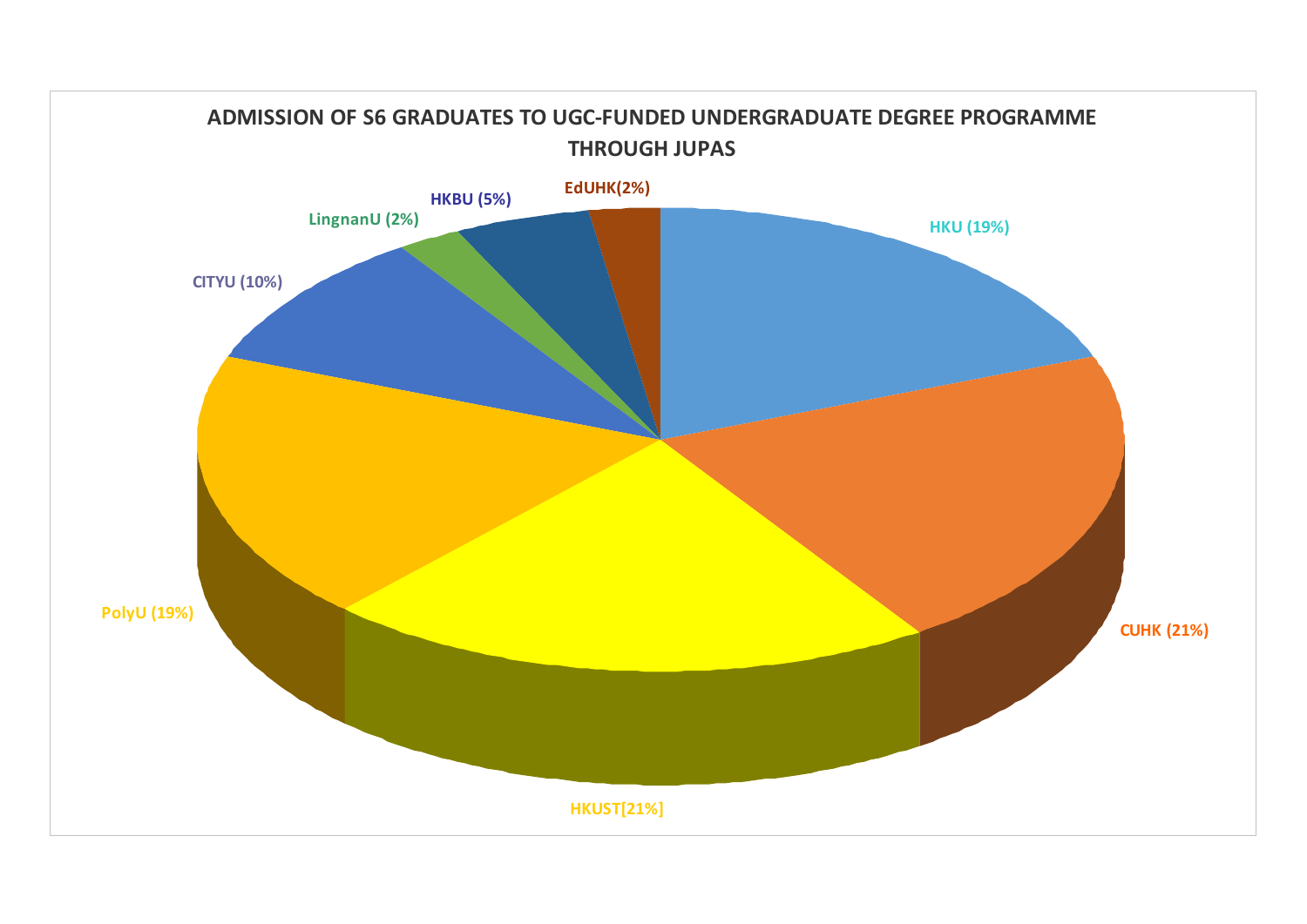ADMISSION OF S6 GRADUATES TO UGC-FUNDED UNDERGRADUATE DEGREE PROGRAMME THROUGH JUPAS

HKU (19%)

CUHK (21%)

HKUST[21%]

PolyU (19%)

CITYU (10%)

LingnanU (2%)

HKBU (5%)

EdUHK(2%)